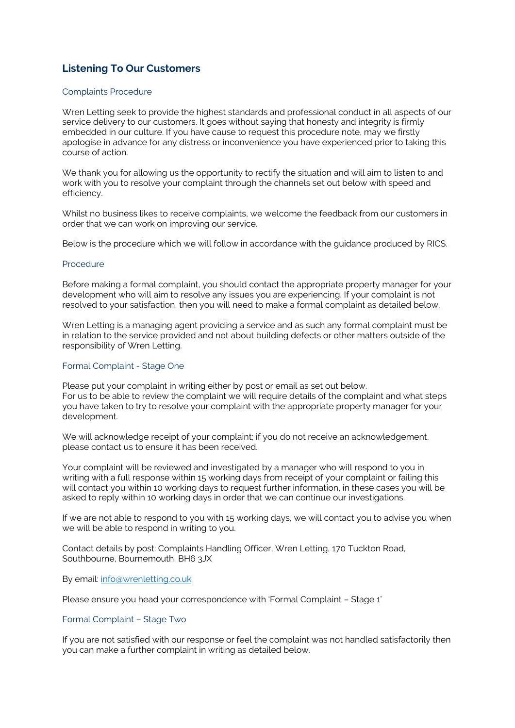# Listening To Our Customers

## Complaints Procedure

Wren Letting seek to provide the highest standards and professional conduct in all aspects of our service delivery to our customers. It goes without saying that honesty and integrity is firmly embedded in our culture. If you have cause to request this procedure note, may we firstly apologise in advance for any distress or inconvenience you have experienced prior to taking this course of action.

We thank you for allowing us the opportunity to rectify the situation and will aim to listen to and work with you to resolve your complaint through the channels set out below with speed and efficiency.

Whilst no business likes to receive complaints, we welcome the feedback from our customers in order that we can work on improving our service.

Below is the procedure which we will follow in accordance with the guidance produced by RICS.

## Procedure

Before making a formal complaint, you should contact the appropriate property manager for your development who will aim to resolve any issues you are experiencing. If your complaint is not resolved to your satisfaction, then you will need to make a formal complaint as detailed below.

Wren Letting is a managing agent providing a service and as such any formal complaint must be in relation to the service provided and not about building defects or other matters outside of the responsibility of Wren Letting.

## Formal Complaint - Stage One

Please put your complaint in writing either by post or email as set out below.
For us to be able to review the complaint we will require details of the complaint and what steps you have taken to try to resolve your complaint with the appropriate property manager for your development.

We will acknowledge receipt of your complaint; if you do not receive an acknowledgement, please contact us to ensure it has been received.

Your complaint will be reviewed and investigated by a manager who will respond to you in writing with a full response within 15 working days from receipt of your complaint or failing this will contact you within 10 working days to request further information, in these cases you will be asked to reply within 10 working days in order that we can continue our investigations.

If we are not able to respond to you with 15 working days, we will contact you to advise you when we will be able to respond in writing to you.

Contact details by post: Complaints Handling Officer, Wren Letting, 170 Tuckton Road, Southbourne, Bournemouth, BH6 3JX

By email: info@wrenletting.co.uk

Please ensure you head your correspondence with 'Formal Complaint – Stage 1'

## Formal Complaint – Stage Two

If you are not satisfied with our response or feel the complaint was not handled satisfactorily then you can make a further complaint in writing as detailed below.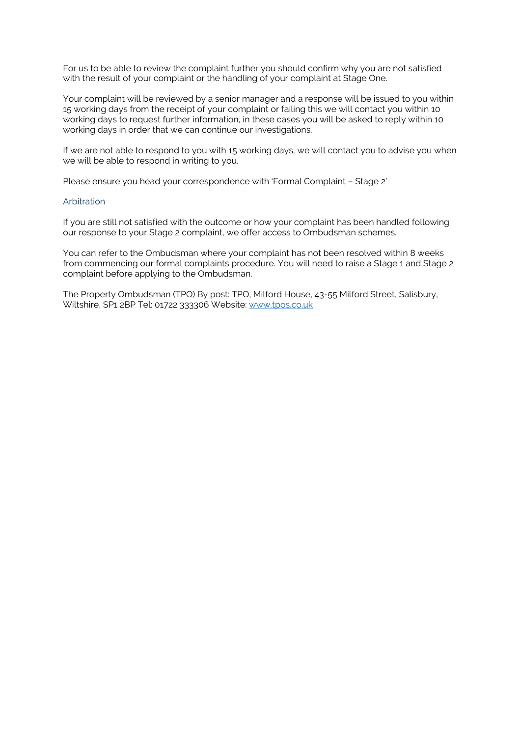For us to be able to review the complaint further you should confirm why you are not satisfied with the result of your complaint or the handling of your complaint at Stage One.

Your complaint will be reviewed by a senior manager and a response will be issued to you within 15 working days from the receipt of your complaint or failing this we will contact you within 10 working days to request further information, in these cases you will be asked to reply within 10 working days in order that we can continue our investigations.

If we are not able to respond to you with 15 working days, we will contact you to advise you when we will be able to respond in writing to you.

Please ensure you head your correspondence with 'Formal Complaint – Stage 2'

## Arbitration

If you are still not satisfied with the outcome or how your complaint has been handled following our response to your Stage 2 complaint, we offer access to Ombudsman schemes.

You can refer to the Ombudsman where your complaint has not been resolved within 8 weeks from commencing our formal complaints procedure. You will need to raise a Stage 1 and Stage 2 complaint before applying to the Ombudsman.

The Property Ombudsman (TPO) By post: TPO, Milford House, 43-55 Milford Street, Salisbury, Wiltshire, SP1 2BP Tel: 01722 333306 Website: [www.tpos.co.uk](http://www.tpos.co.uk)